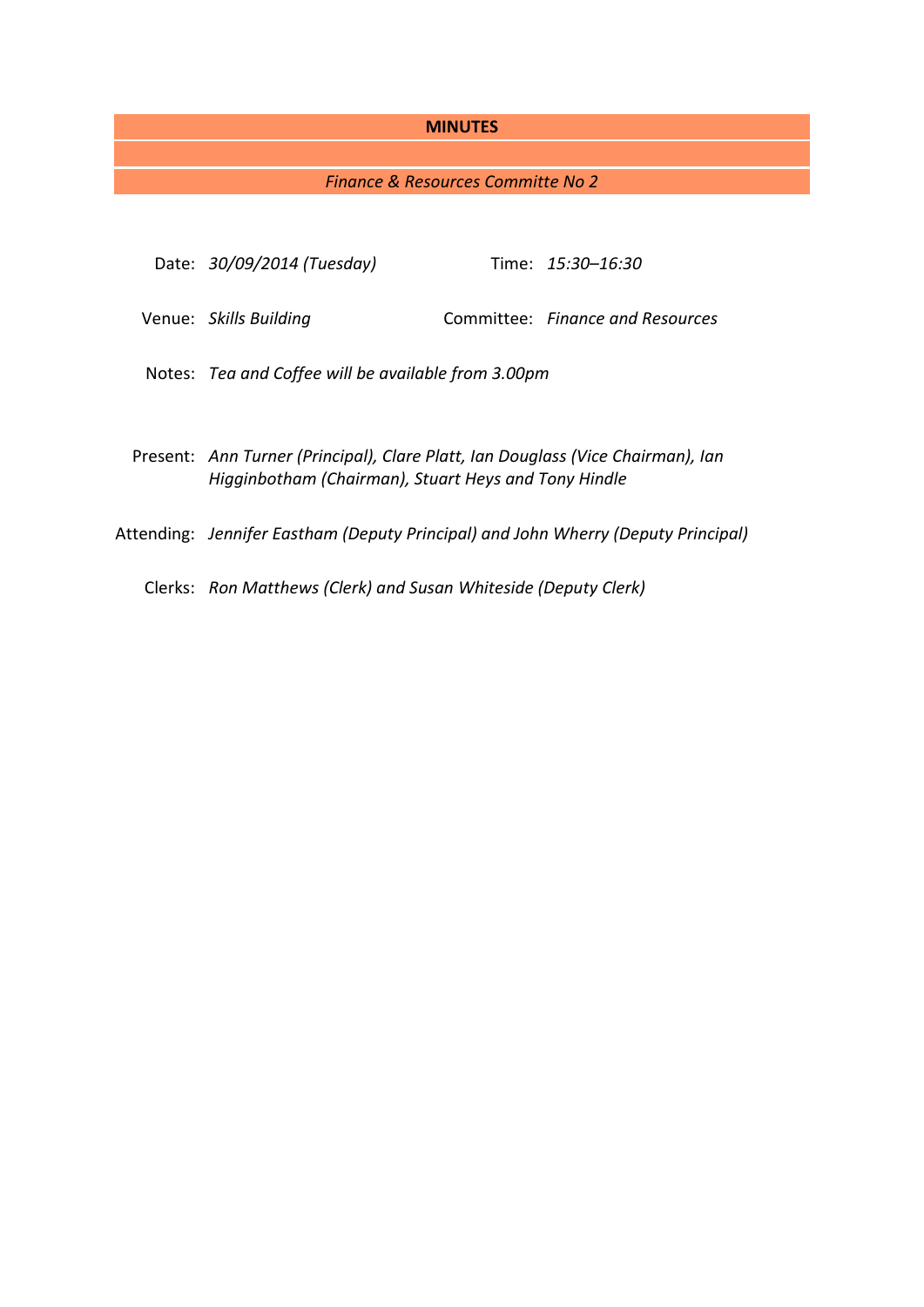# MINUTES

*Finance & Resources Committe No 2*

| | | | |
|---|---|---|---|
| Date: | *30/09/2014 (Tuesday)* | Time: | *15:30–16:30* |
| Venue: | *Skills Building* | Committee: | *Finance and Resources* |

Notes: *Tea and Coffee will be available from 3.00pm*

Present: *Ann Turner (Principal), Clare Platt, Ian Douglass (Vice Chairman), Ian Higginbotham (Chairman), Stuart Heys and Tony Hindle*

Attending: *Jennifer Eastham (Deputy Principal) and John Wherry (Deputy Principal)*

Clerks: *Ron Matthews (Clerk) and Susan Whiteside (Deputy Clerk)*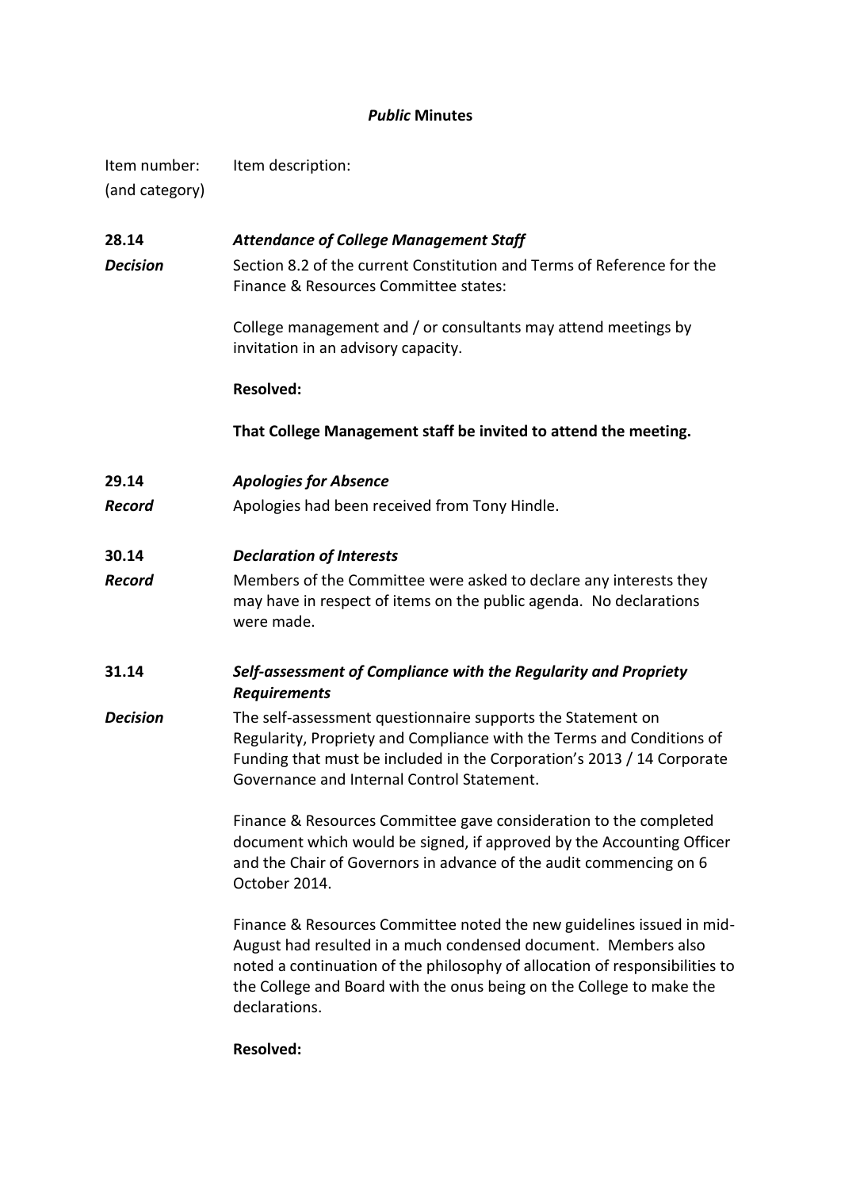***Public* Minutes**

| Item number: (and category) | Item description: |
|---|---|
| **28.14** | ***Attendance of College Management Staff*** |
| ***Decision*** | Section 8.2 of the current Constitution and Terms of Reference for the Finance & Resources Committee states:<br><br>College management and / or consultants may attend meetings by invitation in an advisory capacity.<br><br>**Resolved:**<br><br>**That College Management staff be invited to attend the meeting.** |
| **29.14** | ***Apologies for Absence*** |
| ***Record*** | Apologies had been received from Tony Hindle. |
| **30.14** | ***Declaration of Interests*** |
| ***Record*** | Members of the Committee were asked to declare any interests they may have in respect of items on the public agenda. No declarations were made. |
| **31.14** | ***Self-assessment of Compliance with the Regularity and Propriety Requirements*** |
| ***Decision*** | The self-assessment questionnaire supports the Statement on Regularity, Propriety and Compliance with the Terms and Conditions of Funding that must be included in the Corporation's 2013 / 14 Corporate Governance and Internal Control Statement.<br><br>Finance & Resources Committee gave consideration to the completed document which would be signed, if approved by the Accounting Officer and the Chair of Governors in advance of the audit commencing on 6 October 2014.<br><br>Finance & Resources Committee noted the new guidelines issued in mid-August had resulted in a much condensed document. Members also noted a continuation of the philosophy of allocation of responsibilities to the College and Board with the onus being on the College to make the declarations.<br><br>**Resolved:** |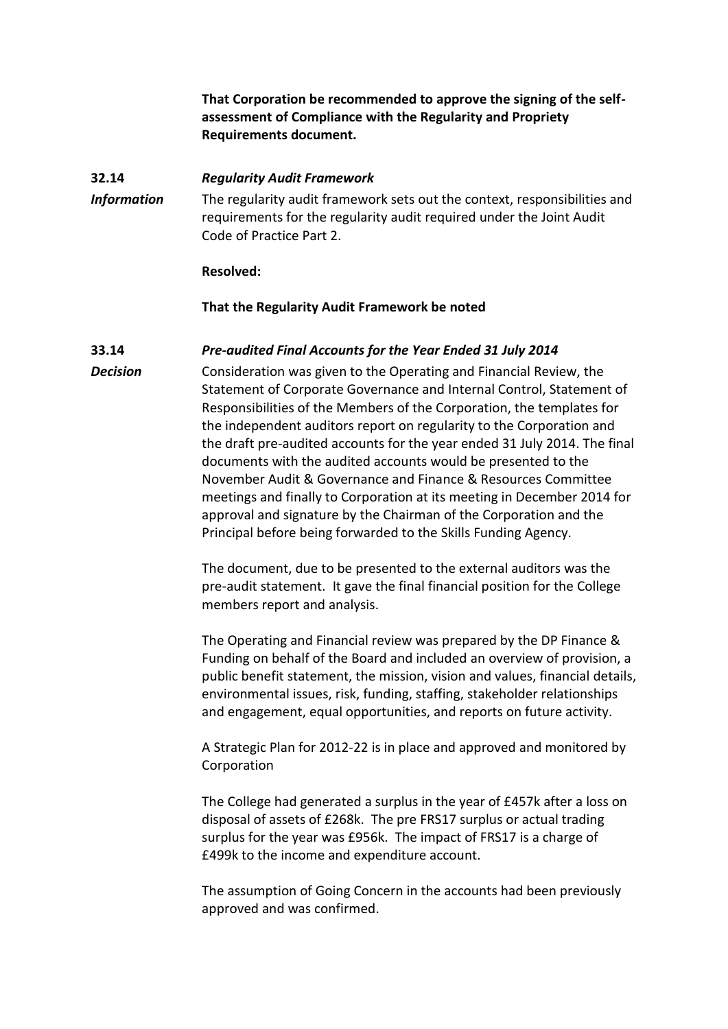**That Corporation be recommended to approve the signing of the self-assessment of Compliance with the Regularity and Propriety Requirements document.**

**32.14** ***Regularity Audit Framework***

***Information***

The regularity audit framework sets out the context, responsibilities and requirements for the regularity audit required under the Joint Audit Code of Practice Part 2.

**Resolved:**

**That the Regularity Audit Framework be noted**

**33.14** ***Pre-audited Final Accounts for the Year Ended 31 July 2014***

***Decision***

Consideration was given to the Operating and Financial Review, the Statement of Corporate Governance and Internal Control, Statement of Responsibilities of the Members of the Corporation, the templates for the independent auditors report on regularity to the Corporation and the draft pre-audited accounts for the year ended 31 July 2014. The final documents with the audited accounts would be presented to the November Audit & Governance and Finance & Resources Committee meetings and finally to Corporation at its meeting in December 2014 for approval and signature by the Chairman of the Corporation and the Principal before being forwarded to the Skills Funding Agency.

The document, due to be presented to the external auditors was the pre-audit statement. It gave the final financial position for the College members report and analysis.

The Operating and Financial review was prepared by the DP Finance & Funding on behalf of the Board and included an overview of provision, a public benefit statement, the mission, vision and values, financial details, environmental issues, risk, funding, staffing, stakeholder relationships and engagement, equal opportunities, and reports on future activity.

A Strategic Plan for 2012-22 is in place and approved and monitored by Corporation

The College had generated a surplus in the year of £457k after a loss on disposal of assets of £268k. The pre FRS17 surplus or actual trading surplus for the year was £956k. The impact of FRS17 is a charge of £499k to the income and expenditure account.

The assumption of Going Concern in the accounts had been previously approved and was confirmed.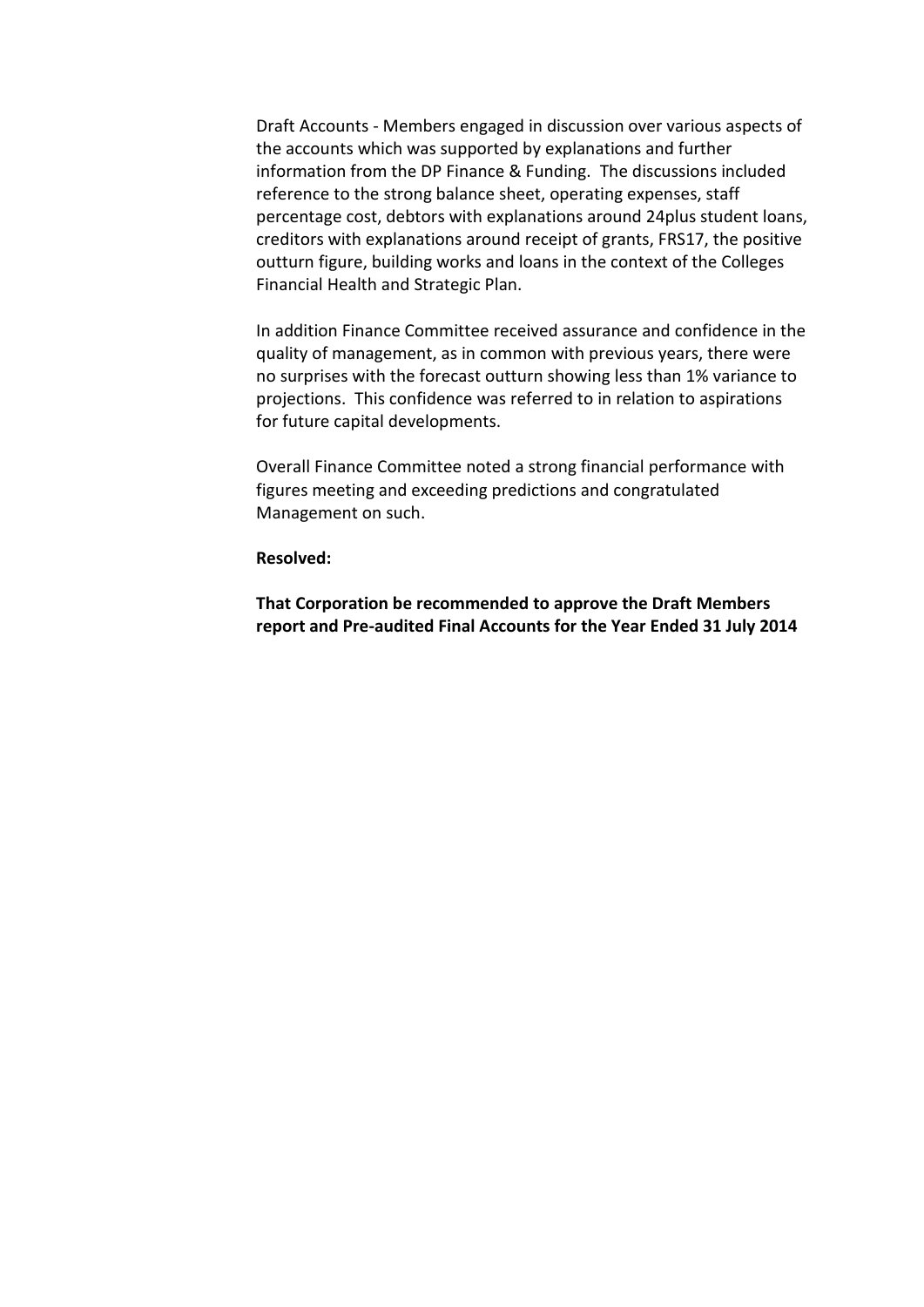Draft Accounts - Members engaged in discussion over various aspects of the accounts which was supported by explanations and further information from the DP Finance & Funding. The discussions included reference to the strong balance sheet, operating expenses, staff percentage cost, debtors with explanations around 24plus student loans, creditors with explanations around receipt of grants, FRS17, the positive outturn figure, building works and loans in the context of the Colleges Financial Health and Strategic Plan.

In addition Finance Committee received assurance and confidence in the quality of management, as in common with previous years, there were no surprises with the forecast outturn showing less than 1% variance to projections. This confidence was referred to in relation to aspirations for future capital developments.

Overall Finance Committee noted a strong financial performance with figures meeting and exceeding predictions and congratulated Management on such.

**Resolved:**

**That Corporation be recommended to approve the Draft Members report and Pre-audited Final Accounts for the Year Ended 31 July 2014**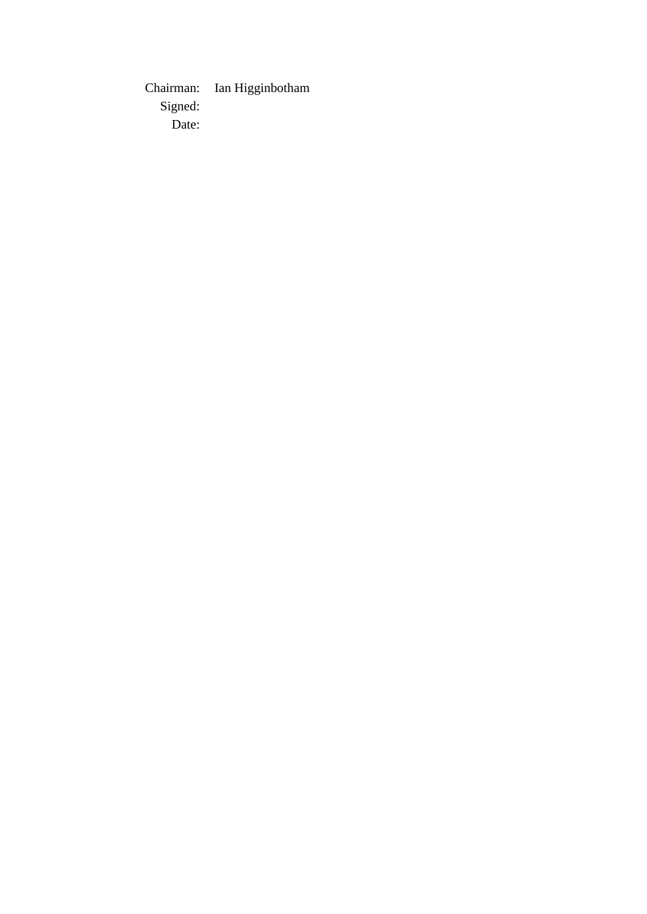Chairman: Ian Higginbotham

Signed:

Date: